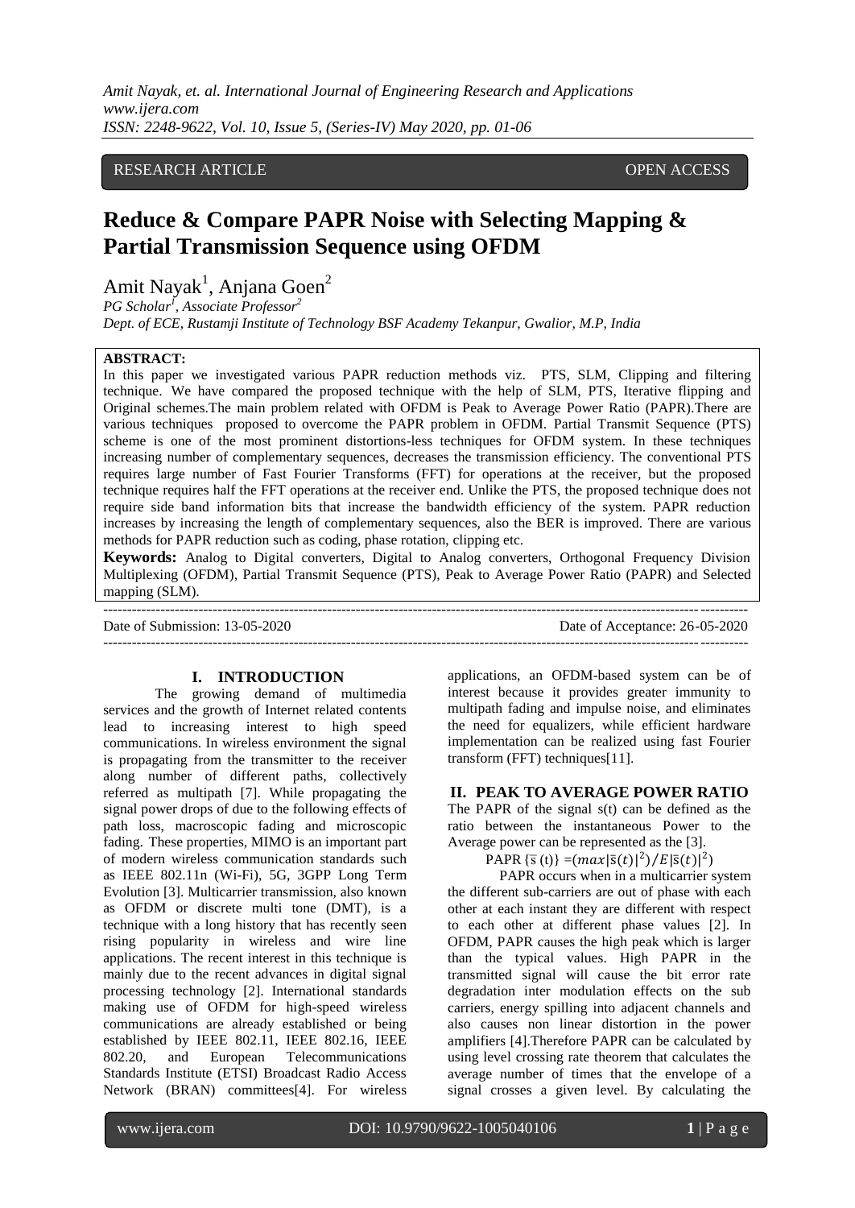RESEARCH ARTICLE OPEN ACCESS

# Reduce & Compare PAPR Noise with Selecting Mapping & Partial Transmission Sequence using OFDM

Amit Nayak[1], Anjana Goen[2]

*PG Scholar[1], Associate Professor[2]*

*Dept. of ECE, Rustamji Institute of Technology BSF Academy Tekanpur, Gwalior, M.P, India*

**ABSTRACT:**

In this paper we investigated various PAPR reduction methods viz. PTS, SLM, Clipping and filtering technique. We have compared the proposed technique with the help of SLM, PTS, Iterative flipping and Original schemes.The main problem related with OFDM is Peak to Average Power Ratio (PAPR).There are various techniques proposed to overcome the PAPR problem in OFDM. Partial Transmit Sequence (PTS) scheme is one of the most prominent distortions-less techniques for OFDM system. In these techniques increasing number of complementary sequences, decreases the transmission efficiency. The conventional PTS requires large number of Fast Fourier Transforms (FFT) for operations at the receiver, but the proposed technique requires half the FFT operations at the receiver end. Unlike the PTS, the proposed technique does not require side band information bits that increase the bandwidth efficiency of the system. PAPR reduction increases by increasing the length of complementary sequences, also the BER is improved. There are various methods for PAPR reduction such as coding, phase rotation, clipping etc.

**Keywords:** Analog to Digital converters, Digital to Analog converters, Orthogonal Frequency Division Multiplexing (OFDM), Partial Transmit Sequence (PTS), Peak to Average Power Ratio (PAPR) and Selected mapping (SLM).

---

Date of Submission: 13-05-2020 Date of Acceptance: 26-05-2020

---

## I. INTRODUCTION

The growing demand of multimedia services and the growth of Internet related contents lead to increasing interest to high speed communications. In wireless environment the signal is propagating from the transmitter to the receiver along number of different paths, collectively referred as multipath [7]. While propagating the signal power drops of due to the following effects of path loss, macroscopic fading and microscopic fading. These properties, MIMO is an important part of modern wireless communication standards such as IEEE 802.11n (Wi-Fi), 5G, 3GPP Long Term Evolution [3]. Multicarrier transmission, also known as OFDM or discrete multi tone (DMT), is a technique with a long history that has recently seen rising popularity in wireless and wire line applications. The recent interest in this technique is mainly due to the recent advances in digital signal processing technology [2]. International standards making use of OFDM for high-speed wireless communications are already established or being established by IEEE 802.11, IEEE 802.16, IEEE 802.20, and European Telecommunications Standards Institute (ETSI) Broadcast Radio Access Network (BRAN) committees[4]. For wireless applications, an OFDM-based system can be of interest because it provides greater immunity to multipath fading and impulse noise, and eliminates the need for equalizers, while efficient hardware implementation can be realized using fast Fourier transform (FFT) techniques[11].

## II. PEAK TO AVERAGE POWER RATIO

The PAPR of the signal s(t) can be defined as the ratio between the instantaneous Power to the Average power can be represented as the [3].

$$\text{PAPR}\{\bar{s}(t)\} = (max|\bar{s}(t)|^2)/E|\bar{s}(t)|^2)$$

PAPR occurs when in a multicarrier system the different sub-carriers are out of phase with each other at each instant they are different with respect to each other at different phase values [2]. In OFDM, PAPR causes the high peak which is larger than the typical values. High PAPR in the transmitted signal will cause the bit error rate degradation inter modulation effects on the sub carriers, energy spilling into adjacent channels and also causes non linear distortion in the power amplifiers [4].Therefore PAPR can be calculated by using level crossing rate theorem that calculates the average number of times that the envelope of a signal crosses a given level. By calculating the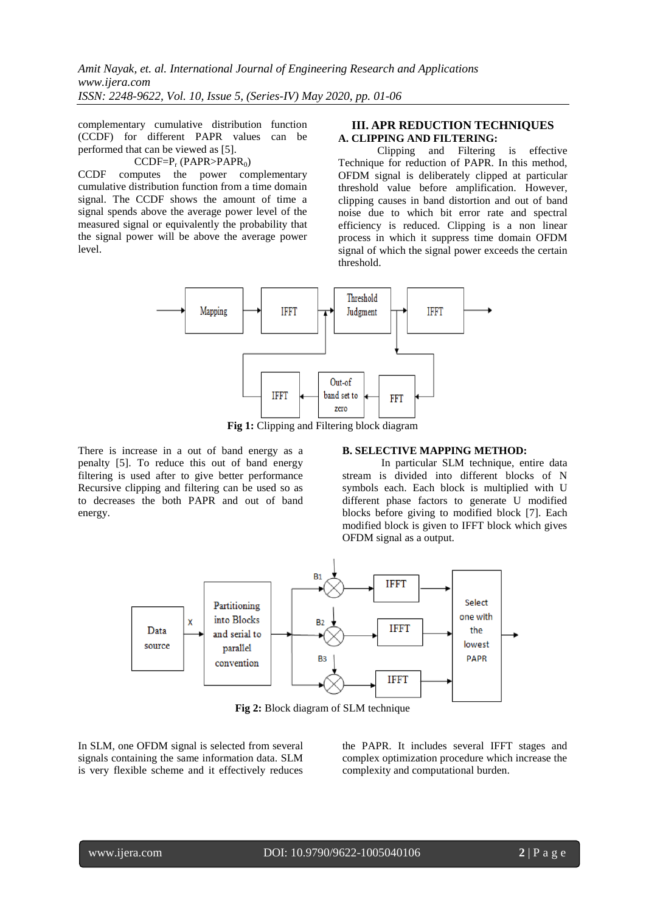complementary cumulative distribution function (CCDF) for different PAPR values can be performed that can be viewed as [5].

$$CCDF = P_r\,(PAPR > PAPR_0)$$

CCDF computes the power complementary cumulative distribution function from a time domain signal. The CCDF shows the amount of time a signal spends above the average power level of the measured signal or equivalently the probability that the signal power will be above the average power level.

## III. APR REDUCTION TECHNIQUES

### A. CLIPPING AND FILTERING:

Clipping and Filtering is effective Technique for reduction of PAPR. In this method, OFDM signal is deliberately clipped at particular threshold value before amplification. However, clipping causes in band distortion and out of band noise due to which bit error rate and spectral efficiency is reduced. Clipping is a non linear process in which it suppress time domain OFDM signal of which the signal power exceeds the certain threshold.

**Fig 1:** Clipping and Filtering block diagram

There is increase in a out of band energy as a penalty [5]. To reduce this out of band energy filtering is used after to give better performance Recursive clipping and filtering can be used so as to decreases the both PAPR and out of band energy.

### B. SELECTIVE MAPPING METHOD:

In particular SLM technique, entire data stream is divided into different blocks of N symbols each. Each block is multiplied with U different phase factors to generate U modified blocks before giving to modified block [7]. Each modified block is given to IFFT block which gives OFDM signal as a output.

**Fig 2:** Block diagram of SLM technique

In SLM, one OFDM signal is selected from several signals containing the same information data. SLM is very flexible scheme and it effectively reduces the PAPR. It includes several IFFT stages and complex optimization procedure which increase the complexity and computational burden.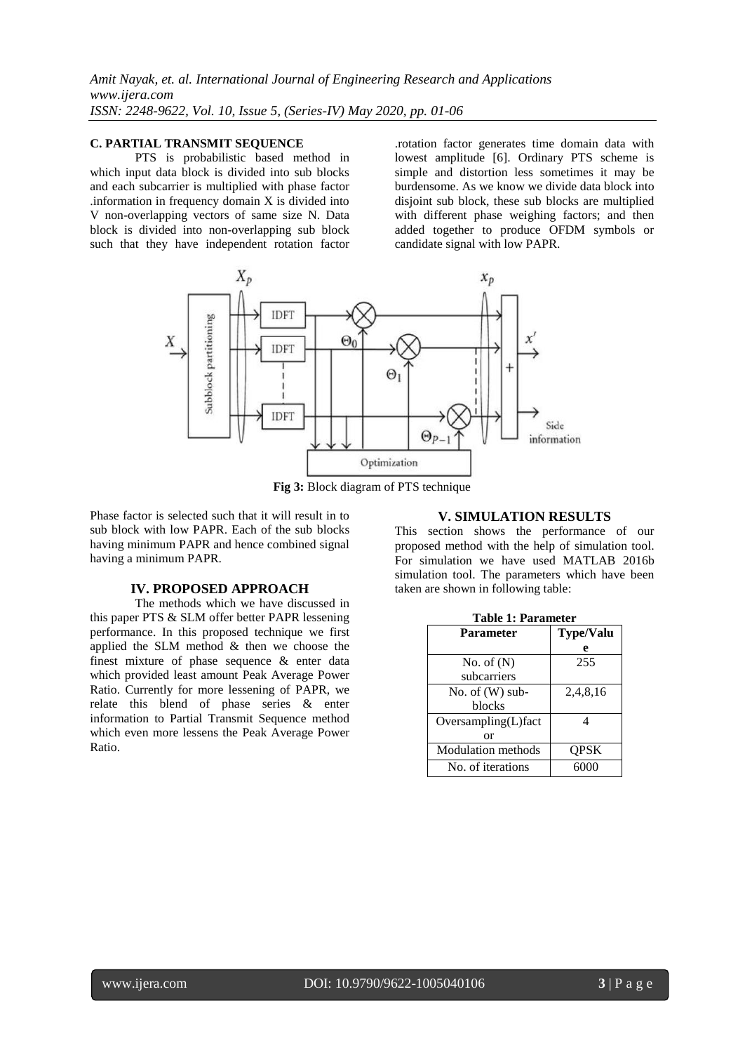### C. PARTIAL TRANSMIT SEQUENCE

PTS is probabilistic based method in which input data block is divided into sub blocks and each subcarrier is multiplied with phase factor .information in frequency domain X is divided into V non-overlapping vectors of same size N. Data block is divided into non-overlapping sub block such that they have independent rotation factor .rotation factor generates time domain data with lowest amplitude [6]. Ordinary PTS scheme is simple and distortion less sometimes it may be burdensome. As we know we divide data block into disjoint sub block, these sub blocks are multiplied with different phase weighing factors; and then added together to produce OFDM symbols or candidate signal with low PAPR.

**Fig 3:** Block diagram of PTS technique

Phase factor is selected such that it will result in to sub block with low PAPR. Each of the sub blocks having minimum PAPR and hence combined signal having a minimum PAPR.

## IV. PROPOSED APPROACH

The methods which we have discussed in this paper PTS & SLM offer better PAPR lessening performance. In this proposed technique we first applied the SLM method & then we choose the finest mixture of phase sequence & enter data which provided least amount Peak Average Power Ratio. Currently for more lessening of PAPR, we relate this blend of phase series & enter information to Partial Transmit Sequence method which even more lessens the Peak Average Power Ratio.

## V. SIMULATION RESULTS

This section shows the performance of our proposed method with the help of simulation tool. For simulation we have used MATLAB 2016b simulation tool. The parameters which have been taken are shown in following table:

**Table 1: Parameter**

| Parameter | Type/Value |
|---|---|
| No. of (N) subcarriers | 255 |
| No. of (W) sub-blocks | 2,4,8,16 |
| Oversampling(L)factor | 4 |
| Modulation methods | QPSK |
| No. of iterations | 6000 |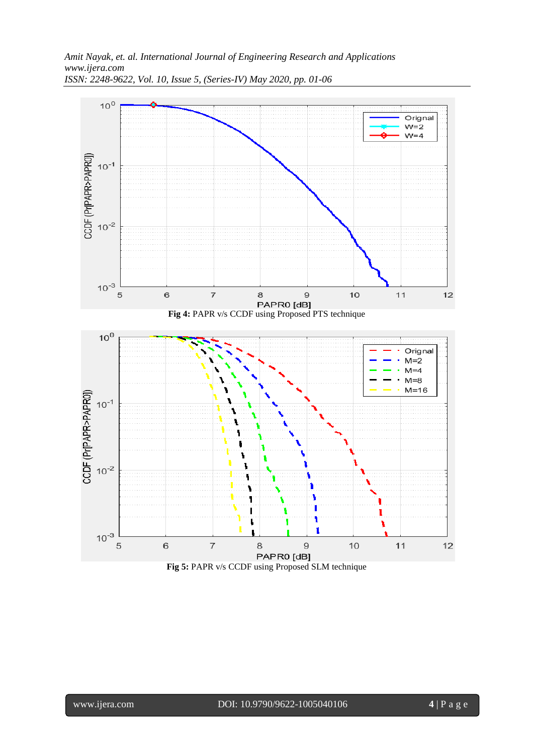**Fig 4:** PAPR v/s CCDF using Proposed PTS technique

**Fig 5:** PAPR v/s CCDF using Proposed SLM technique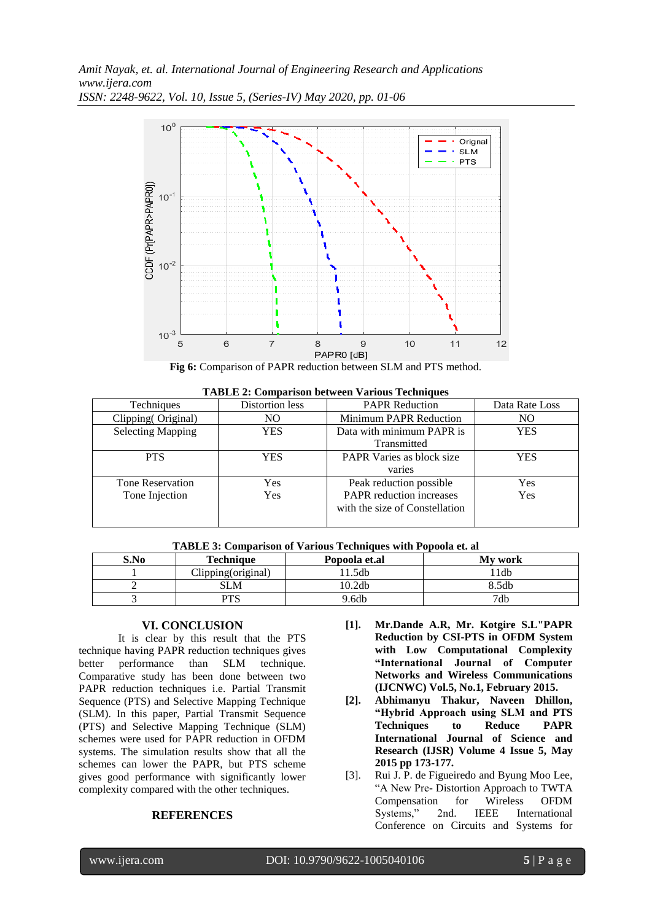Fig 6: Comparison of PAPR reduction between SLM and PTS method.

**TABLE 2: Comparison between Various Techniques**

| Techniques | Distortion less | PAPR Reduction | Data Rate Loss |
|---|---|---|---|
| Clipping( Original) | NO | Minimum PAPR Reduction | NO |
| Selecting Mapping | YES | Data with minimum PAPR is Transmitted | YES |
| PTS | YES | PAPR Varies as block size varies | YES |
| Tone Reservation | Yes | Peak reduction possible | Yes |
| Tone Injection | Yes | PAPR reduction increases with the size of Constellation | Yes |

**TABLE 3: Comparison of Various Techniques with Popoola et. al**

| S.No | Technique | Popoola et.al | My work |
|---|---|---|---|
| 1 | Clipping(original) | 11.5db | 11db |
| 2 | SLM | 10.2db | 8.5db |
| 3 | PTS | 9.6db | 7db |

## VI. CONCLUSION

It is clear by this result that the PTS technique having PAPR reduction techniques gives better performance than SLM technique. Comparative study has been done between two PAPR reduction techniques i.e. Partial Transmit Sequence (PTS) and Selective Mapping Technique (SLM). In this paper, Partial Transmit Sequence (PTS) and Selective Mapping Technique (SLM) schemes were used for PAPR reduction in OFDM systems. The simulation results show that all the schemes can lower the PAPR, but PTS scheme gives good performance with significantly lower complexity compared with the other techniques.

## REFERENCES

**[1]. Mr.Dande A.R, Mr. Kotgire S.L"PAPR Reduction by CSI-PTS in OFDM System with Low Computational Complexity "International Journal of Computer Networks and Wireless Communications (IJCNWC) Vol.5, No.1, February 2015.**

**[2]. Abhimanyu Thakur, Naveen Dhillon, "Hybrid Approach using SLM and PTS Techniques to Reduce PAPR International Journal of Science and Research (IJSR) Volume 4 Issue 5, May 2015 pp 173-177.**

[3]. Rui J. P. de Figueiredo and Byung Moo Lee, "A New Pre- Distortion Approach to TWTA Compensation for Wireless OFDM Systems," 2nd. IEEE International Conference on Circuits and Systems for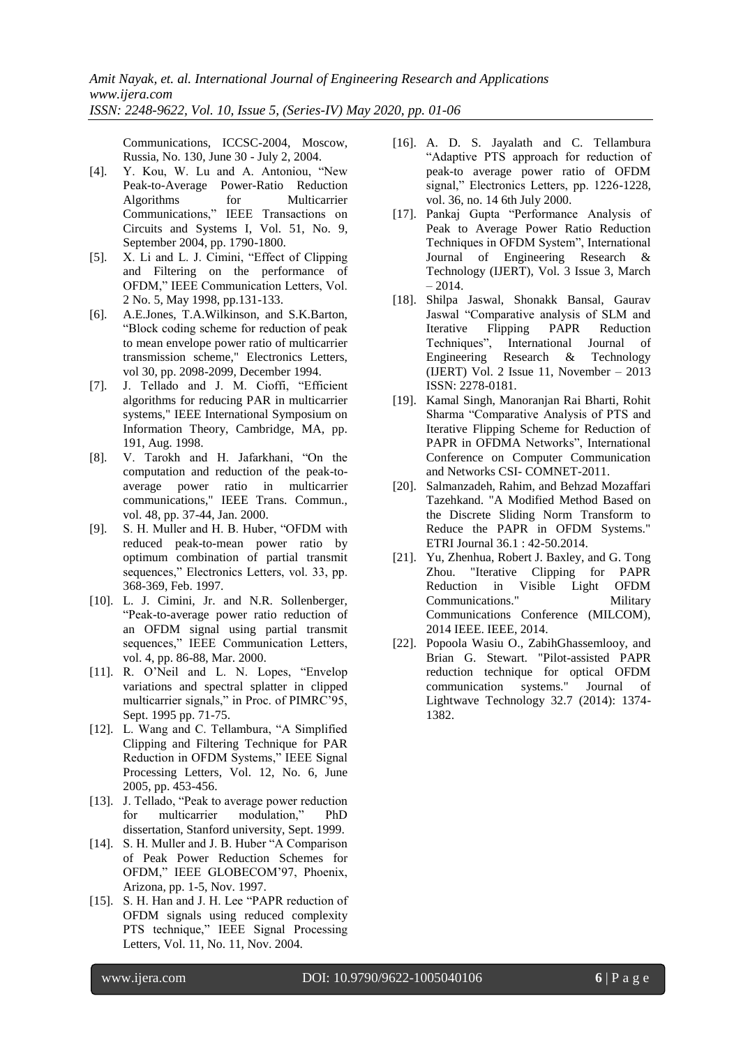Communications, ICCSC-2004, Moscow, Russia, No. 130, June 30 - July 2, 2004.

[4]. Y. Kou, W. Lu and A. Antoniou, "New Peak-to-Average Power-Ratio Reduction Algorithms for Multicarrier Communications," IEEE Transactions on Circuits and Systems I, Vol. 51, No. 9, September 2004, pp. 1790-1800.

[5]. X. Li and L. J. Cimini, "Effect of Clipping and Filtering on the performance of OFDM," IEEE Communication Letters, Vol. 2 No. 5, May 1998, pp.131-133.

[6]. A.E.Jones, T.A.Wilkinson, and S.K.Barton, "Block coding scheme for reduction of peak to mean envelope power ratio of multicarrier transmission scheme," Electronics Letters, vol 30, pp. 2098-2099, December 1994.

[7]. J. Tellado and J. M. Cioffi, "Efficient algorithms for reducing PAR in multicarrier systems," IEEE International Symposium on Information Theory, Cambridge, MA, pp. 191, Aug. 1998.

[8]. V. Tarokh and H. Jafarkhani, "On the computation and reduction of the peak-to-average power ratio in multicarrier communications," IEEE Trans. Commun., vol. 48, pp. 37-44, Jan. 2000.

[9]. S. H. Muller and H. B. Huber, "OFDM with reduced peak-to-mean power ratio by optimum combination of partial transmit sequences," Electronics Letters, vol. 33, pp. 368-369, Feb. 1997.

[10]. L. J. Cimini, Jr. and N.R. Sollenberger, "Peak-to-average power ratio reduction of an OFDM signal using partial transmit sequences," IEEE Communication Letters, vol. 4, pp. 86-88, Mar. 2000.

[11]. R. O'Neil and L. N. Lopes, "Envelop variations and spectral splatter in clipped multicarrier signals," in Proc. of PIMRC'95, Sept. 1995 pp. 71-75.

[12]. L. Wang and C. Tellambura, "A Simplified Clipping and Filtering Technique for PAR Reduction in OFDM Systems," IEEE Signal Processing Letters, Vol. 12, No. 6, June 2005, pp. 453-456.

[13]. J. Tellado, "Peak to average power reduction for multicarrier modulation," PhD dissertation, Stanford university, Sept. 1999.

[14]. S. H. Muller and J. B. Huber "A Comparison of Peak Power Reduction Schemes for OFDM," IEEE GLOBECOM'97, Phoenix, Arizona, pp. 1-5, Nov. 1997.

[15]. S. H. Han and J. H. Lee "PAPR reduction of OFDM signals using reduced complexity PTS technique," IEEE Signal Processing Letters, Vol. 11, No. 11, Nov. 2004.

[16]. A. D. S. Jayalath and C. Tellambura "Adaptive PTS approach for reduction of peak-to average power ratio of OFDM signal," Electronics Letters, pp. 1226-1228, vol. 36, no. 14 6th July 2000.

[17]. Pankaj Gupta "Performance Analysis of Peak to Average Power Ratio Reduction Techniques in OFDM System", International Journal of Engineering Research & Technology (IJERT), Vol. 3 Issue 3, March – 2014.

[18]. Shilpa Jaswal, Shonakk Bansal, Gaurav Jaswal "Comparative analysis of SLM and Iterative Flipping PAPR Reduction Techniques", International Journal of Engineering Research & Technology (IJERT) Vol. 2 Issue 11, November – 2013 ISSN: 2278-0181.

[19]. Kamal Singh, Manoranjan Rai Bharti, Rohit Sharma "Comparative Analysis of PTS and Iterative Flipping Scheme for Reduction of PAPR in OFDMA Networks", International Conference on Computer Communication and Networks CSI- COMNET-2011.

[20]. Salmanzadeh, Rahim, and Behzad Mozaffari Tazehkand. "A Modified Method Based on the Discrete Sliding Norm Transform to Reduce the PAPR in OFDM Systems." ETRI Journal 36.1 : 42-50.2014.

[21]. Yu, Zhenhua, Robert J. Baxley, and G. Tong Zhou. "Iterative Clipping for PAPR Reduction in Visible Light OFDM Communications." Military Communications Conference (MILCOM), 2014 IEEE. IEEE, 2014.

[22]. Popoola Wasiu O., ZabihGhassemlooy, and Brian G. Stewart. "Pilot-assisted PAPR reduction technique for optical OFDM communication systems." Journal of Lightwave Technology 32.7 (2014): 1374-1382.